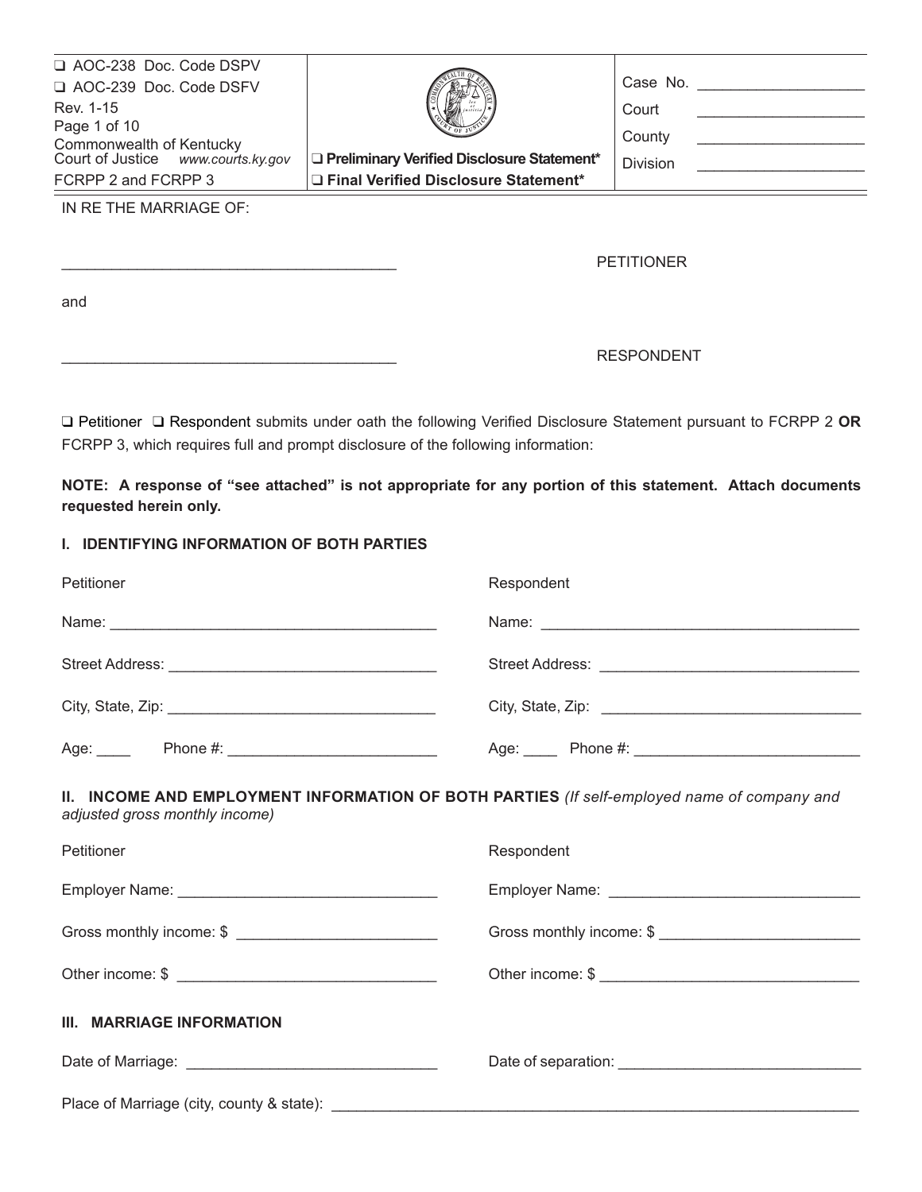| | | |
|---|---|---|
| ❑ AOC-238 Doc. Code DSPV<br>❑ AOC-239 Doc. Code DSFV<br>Rev. 1-15<br>Commonwealth of Kentucky<br>Court of Justice *www.courts.ky.gov*<br>FCRPP 2 and FCRPP 3 | **❑ Preliminary Verified Disclosure Statement\***<br>**❑ Final Verified Disclosure Statement\*** | Case No. ___________________<br>Court ___________________<br>County ___________________<br>Division ___________________ |

IN RE THE MARRIAGE OF:

_______________________________________ PETITIONER

and

_______________________________________ RESPONDENT

❑ Petitioner ❑ Respondent submits under oath the following Verified Disclosure Statement pursuant to FCRPP 2 **OR** FCRPP 3, which requires full and prompt disclosure of the following information:

**NOTE: A response of "see attached" is not appropriate for any portion of this statement. Attach documents requested herein only.**

### I. IDENTIFYING INFORMATION OF BOTH PARTIES

| Petitioner | Respondent |
|---|---|
| Name: _______________________________________ | Name: _______________________________________ |
| Street Address: _______________________________ | Street Address: _______________________________ |
| City, State, Zip: ______________________________ | City, State, Zip: ______________________________ |
| Age: ____ Phone #: ________________________ | Age: ____ Phone #: ________________________ |

### II. INCOME AND EMPLOYMENT INFORMATION OF BOTH PARTIES *(If self-employed name of company and adjusted gross monthly income)*

| Petitioner | Respondent |
|---|---|
| Employer Name: _____________________________ | Employer Name: _____________________________ |
| Gross monthly income: $ _______________________ | Gross monthly income: $ _______________________ |
| Other income: $ _____________________________ | Other income: $ _____________________________ |

### III. MARRIAGE INFORMATION

Date of Marriage: _____________________________ Date of separation: _____________________________

Place of Marriage (city, county & state): _______________________________________________________________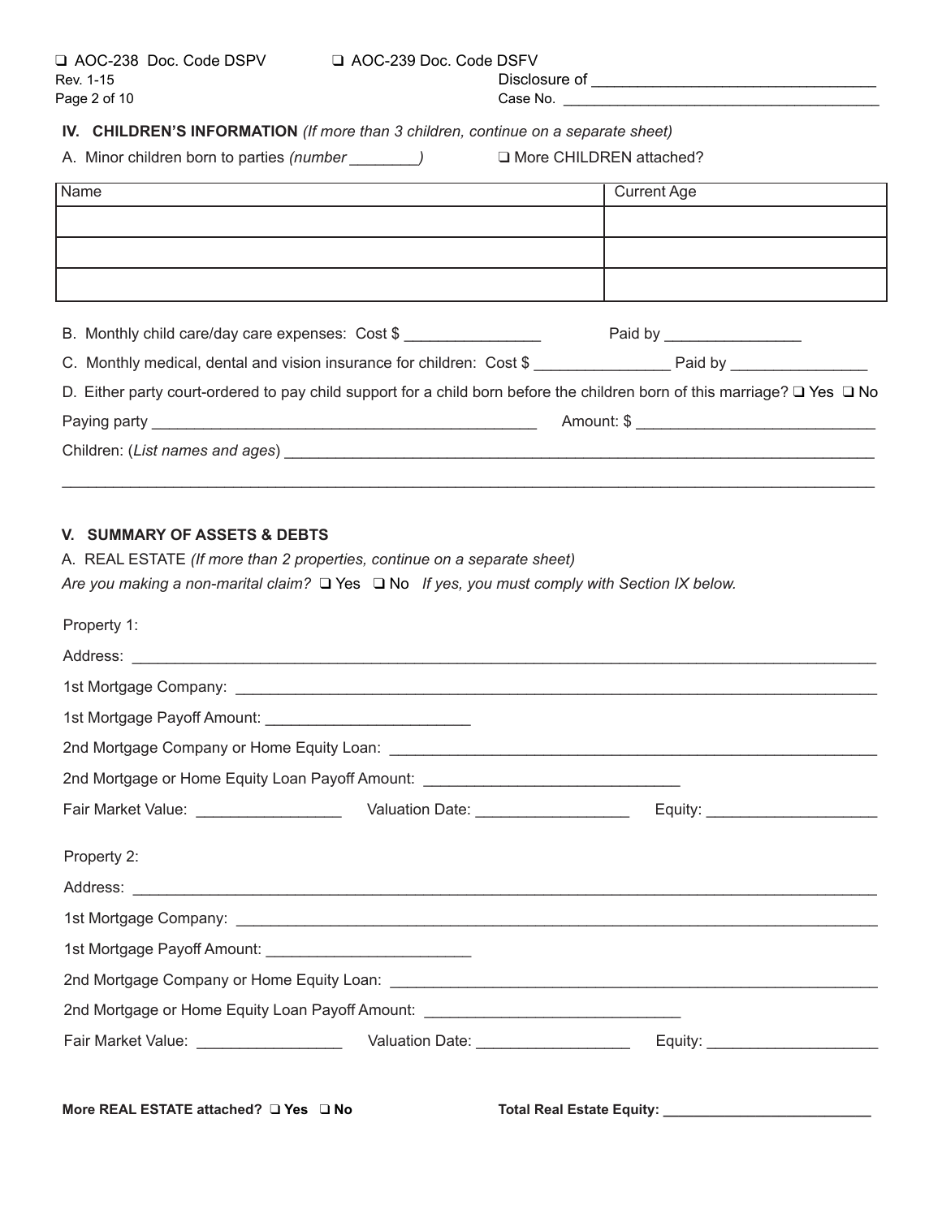❑ AOC-238 Doc. Code DSPV ❑ AOC-239 Doc. Code DSFV
Rev. 1-15

Disclosure of ________________________________
Case No. ______________________________________

### IV. CHILDREN'S INFORMATION *(If more than 3 children, continue on a separate sheet)*

A. Minor children born to parties *(number ________)* ❑ More CHILDREN attached?

| Name | Current Age |
| --- | --- |
| | |
| | |
| | |

B. Monthly child care/day care expenses: Cost $ ________________ Paid by ________________

C. Monthly medical, dental and vision insurance for children: Cost $ ________________ Paid by ________________

D. Either party court-ordered to pay child support for a child born before the children born of this marriage? ❑ Yes ❑ No

Paying party ____________________________________________ Amount: $ ____________________________

Children: (*List names and ages*) ______________________________________________________________________

_____________________________________________________________________________________________

### V. SUMMARY OF ASSETS & DEBTS

A. REAL ESTATE *(If more than 2 properties, continue on a separate sheet)*

*Are you making a non-marital claim?* ❑ Yes ❑ No *If yes, you must comply with Section IX below.*

Property 1:

Address: _____________________________________________________________________________________

1st Mortgage Company: _________________________________________________________________________

1st Mortgage Payoff Amount: ________________________

2nd Mortgage Company or Home Equity Loan: _________________________________________________________

2nd Mortgage or Home Equity Loan Payoff Amount: ______________________________

Fair Market Value: _________________ Valuation Date: __________________ Equity: ____________________

Property 2:

Address: _____________________________________________________________________________________

1st Mortgage Company: _________________________________________________________________________

1st Mortgage Payoff Amount: ________________________

2nd Mortgage Company or Home Equity Loan: _________________________________________________________

2nd Mortgage or Home Equity Loan Payoff Amount: ______________________________

Fair Market Value: _________________ Valuation Date: __________________ Equity: ____________________

**More REAL ESTATE attached? ❑ Yes ❑ No** **Total Real Estate Equity: __________________________**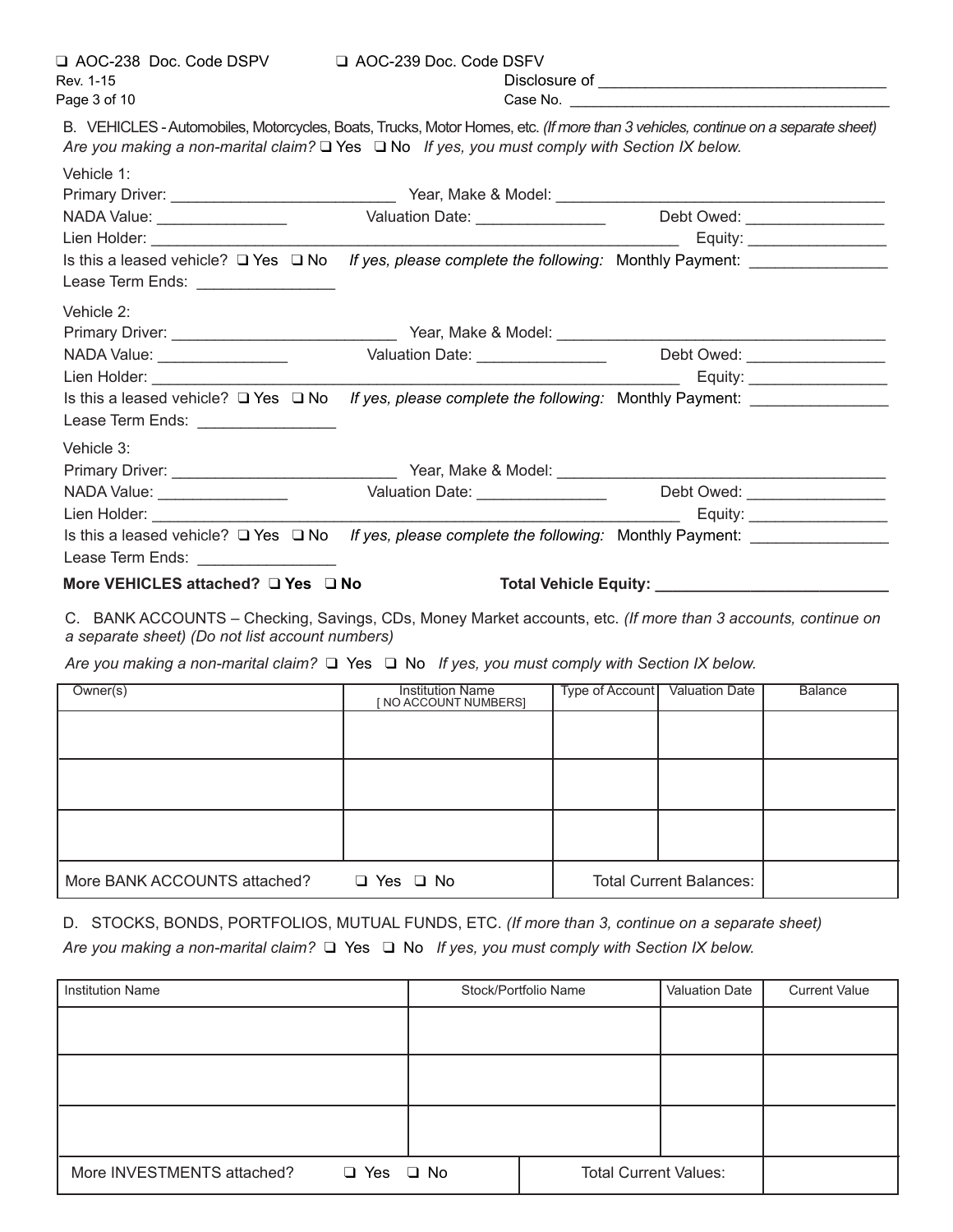❑ AOC-238 Doc. Code DSPV ❑ AOC-239 Doc. Code DSFV
Rev. 1-15

Disclosure of ________________________________
Case No. ____________________________________

B. VEHICLES - Automobiles, Motorcycles, Boats, Trucks, Motor Homes, etc. *(If more than 3 vehicles, continue on a separate sheet)*
*Are you making a non-marital claim?* ❑ Yes ❑ No *If yes, you must comply with Section IX below.*

Vehicle 1:
Primary Driver: __________________________ Year, Make & Model: ______________________________________
NADA Value: _______________ Valuation Date: _______________ Debt Owed: ________________
Lien Holder: ______________________________________________________________ Equity: ________________
Is this a leased vehicle? ❑ Yes ❑ No *If yes, please complete the following:* Monthly Payment: _______________
Lease Term Ends: ________________

Vehicle 2:
Primary Driver: __________________________ Year, Make & Model: ______________________________________
NADA Value: _______________ Valuation Date: _______________ Debt Owed: ________________
Lien Holder: ______________________________________________________________ Equity: ________________
Is this a leased vehicle? ❑ Yes ❑ No *If yes, please complete the following:* Monthly Payment: _______________
Lease Term Ends: ________________

Vehicle 3:
Primary Driver: __________________________ Year, Make & Model: ______________________________________
NADA Value: _______________ Valuation Date: _______________ Debt Owed: ________________
Lien Holder: ______________________________________________________________ Equity: ________________
Is this a leased vehicle? ❑ Yes ❑ No *If yes, please complete the following:* Monthly Payment: _______________
Lease Term Ends: ________________

**More VEHICLES attached? ❑ Yes ❑ No** **Total Vehicle Equity: ___________________________**

C. BANK ACCOUNTS – Checking, Savings, CDs, Money Market accounts, etc. *(If more than 3 accounts, continue on a separate sheet) (Do not list account numbers)*

*Are you making a non-marital claim?* ❑ Yes ❑ No *If yes, you must comply with Section IX below.*

| Owner(s) | Institution Name [ NO ACCOUNT NUMBERS] | Type of Account | Valuation Date | Balance |
|---|---|---|---|---|
| | | | | |
| | | | | |
| | | | | |
| More BANK ACCOUNTS attached? | ❑ Yes ❑ No | Total Current Balances: | | |

D. STOCKS, BONDS, PORTFOLIOS, MUTUAL FUNDS, ETC. *(If more than 3, continue on a separate sheet)*
*Are you making a non-marital claim?* ❑ Yes ❑ No *If yes, you must comply with Section IX below.*

| Institution Name | Stock/Portfolio Name | Valuation Date | Current Value |
|---|---|---|---|
| | | | |
| | | | |
| | | | |
| More INVESTMENTS attached? ❑ Yes ❑ No | Total Current Values: | | |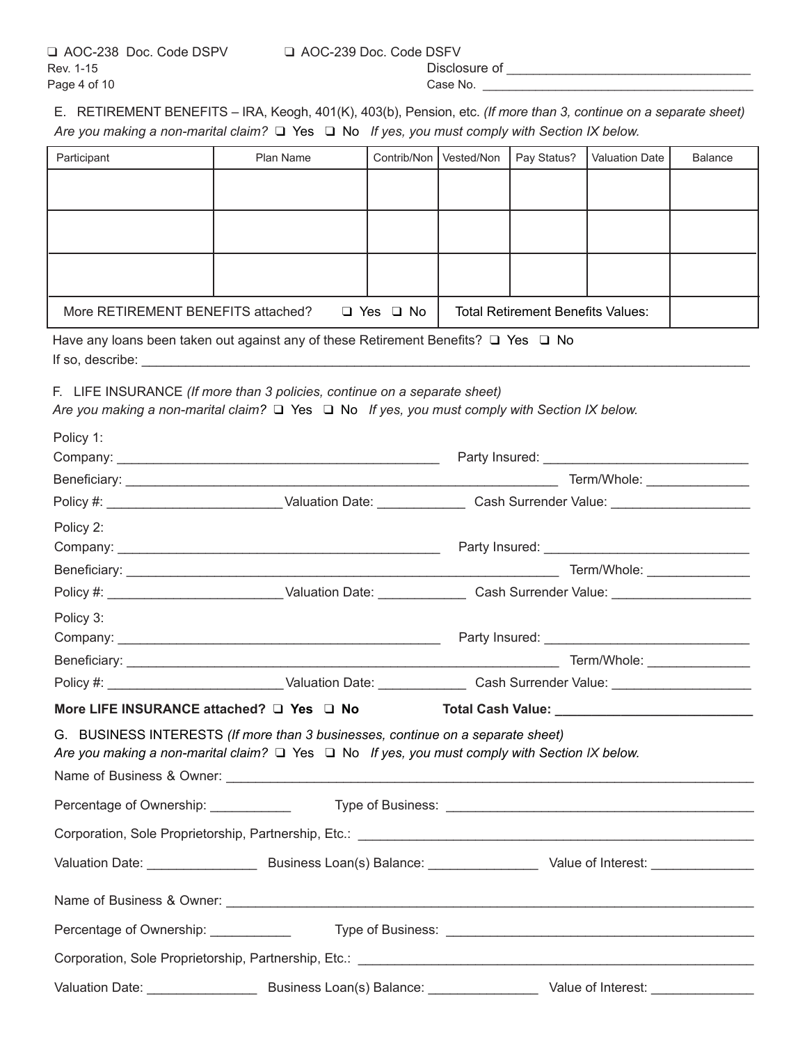❑ AOC-238 Doc. Code DSPV ❑ AOC-239 Doc. Code DSFV
Rev. 1-15

Disclosure of ________________________________
Case No. ____________________________________

E. RETIREMENT BENEFITS – IRA, Keogh, 401(K), 403(b), Pension, etc. *(If more than 3, continue on a separate sheet)*
*Are you making a non-marital claim?* ❑ Yes ❑ No *If yes, you must comply with Section IX below.*

| Participant | Plan Name | Contrib/Non | Vested/Non | Pay Status? | Valuation Date | Balance |
|---|---|---|---|---|---|---|
| | | | | | | |
| | | | | | | |
| | | | | | | |
| More RETIREMENT BENEFITS attached? | | ❑ Yes ❑ No | Total Retirement Benefits Values: | | | |

Have any loans been taken out against any of these Retirement Benefits? ❑ Yes ❑ No
If so, describe: ________________________________________________________________________________

F. LIFE INSURANCE *(If more than 3 policies, continue on a separate sheet)*
*Are you making a non-marital claim?* ❑ Yes ❑ No *If yes, you must comply with Section IX below.*

Policy 1:
Company: ____________________________________________ Party Insured: ___________________________
Beneficiary: ____________________________________________________________ Term/Whole: ______________
Policy #: ________________________ Valuation Date: ____________ Cash Surrender Value: ___________________

Policy 2:
Company: ____________________________________________ Party Insured: ___________________________
Beneficiary: ____________________________________________________________ Term/Whole: ______________
Policy #: ________________________ Valuation Date: ____________ Cash Surrender Value: ___________________

Policy 3:
Company: ____________________________________________ Party Insured: ___________________________
Beneficiary: ____________________________________________________________ Term/Whole: ______________
Policy #: ________________________ Valuation Date: ____________ Cash Surrender Value: ___________________

**More LIFE INSURANCE attached? ❑ Yes ❑ No Total Cash Value: __________________________**

G. BUSINESS INTERESTS *(If more than 3 businesses, continue on a separate sheet)*
*Are you making a non-marital claim?* ❑ Yes ❑ No *If yes, you must comply with Section IX below.*

Name of Business & Owner: ______________________________________________________________________

Percentage of Ownership: ___________ Type of Business: __________________________________________

Corporation, Sole Proprietorship, Partnership, Etc.: _____________________________________________________

Valuation Date: _______________ Business Loan(s) Balance: _______________ Value of Interest: ______________

Name of Business & Owner: ______________________________________________________________________

Percentage of Ownership: ___________ Type of Business: __________________________________________

Corporation, Sole Proprietorship, Partnership, Etc.: _____________________________________________________

Valuation Date: _______________ Business Loan(s) Balance: _______________ Value of Interest: ______________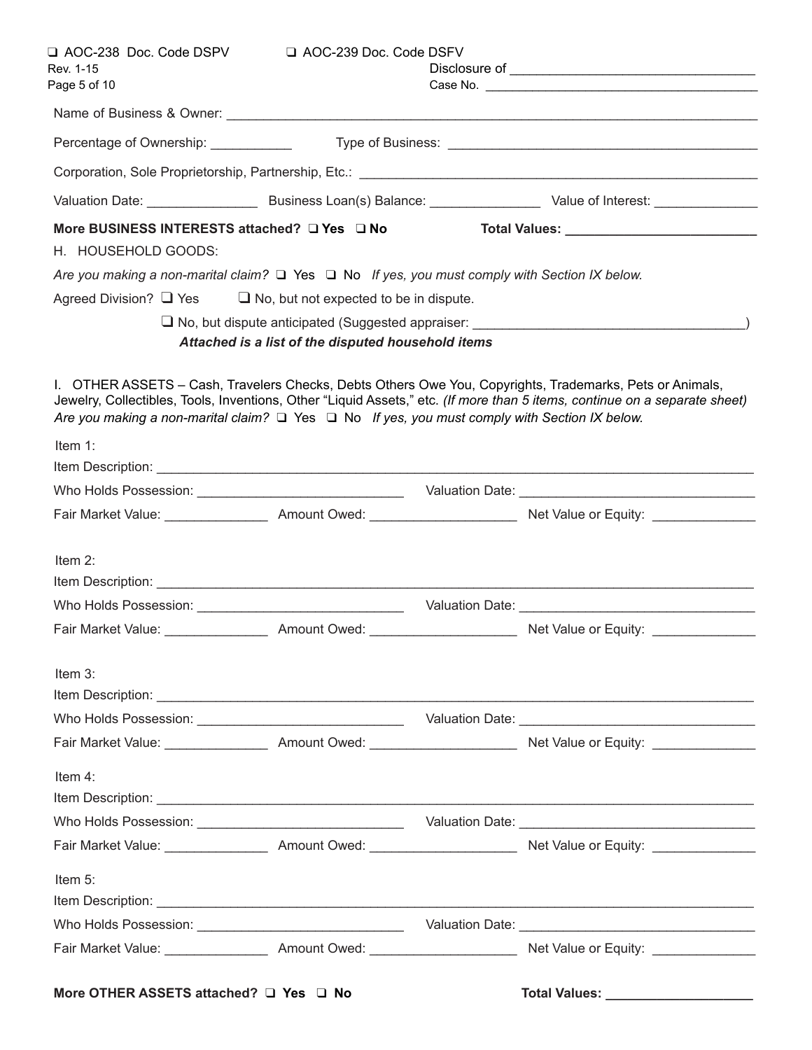❑ AOC-238 Doc. Code DSPV ❑ AOC-239 Doc. Code DSFV
Rev. 1-15

Disclosure of ________________________________
Case No. ______________________________________

Name of Business & Owner: ____________________________________________________________

Percentage of Ownership: ___________ Type of Business: __________________________________________

Corporation, Sole Proprietorship, Partnership, Etc.: ______________________________________________

Valuation Date: _______________ Business Loan(s) Balance: _______________ Value of Interest: ______________

**More BUSINESS INTERESTS attached? ❑ Yes ❑ No** **Total Values: __________________________**

H. HOUSEHOLD GOODS:

*Are you making a non-marital claim?* ❑ Yes ❑ No *If yes, you must comply with Section IX below.*

Agreed Division? ❑ Yes ❑ No, but not expected to be in dispute.

❑ No, but dispute anticipated (Suggested appraiser: ____________________________________)

***Attached is a list of the disputed household items***

I. OTHER ASSETS – Cash, Travelers Checks, Debts Others Owe You, Copyrights, Trademarks, Pets or Animals, Jewelry, Collectibles, Tools, Inventions, Other "Liquid Assets," etc. *(If more than 5 items, continue on a separate sheet)*
*Are you making a non-marital claim?* ❑ Yes ❑ No *If yes, you must comply with Section IX below.*

Item 1:
Item Description: ______________________________________________________________________
Who Holds Possession: ____________________________ Valuation Date: ________________________________
Fair Market Value: ______________ Amount Owed: ___________________ Net Value or Equity: ______________

Item 2:
Item Description: ______________________________________________________________________
Who Holds Possession: ____________________________ Valuation Date: ________________________________
Fair Market Value: ______________ Amount Owed: ___________________ Net Value or Equity: ______________

Item 3:
Item Description: ______________________________________________________________________
Who Holds Possession: ____________________________ Valuation Date: ________________________________
Fair Market Value: ______________ Amount Owed: ___________________ Net Value or Equity: ______________

Item 4:
Item Description: ______________________________________________________________________
Who Holds Possession: ____________________________ Valuation Date: ________________________________
Fair Market Value: ______________ Amount Owed: ___________________ Net Value or Equity: ______________

Item 5:
Item Description: ______________________________________________________________________
Who Holds Possession: ____________________________ Valuation Date: ________________________________
Fair Market Value: ______________ Amount Owed: ___________________ Net Value or Equity: ______________

**More OTHER ASSETS attached? ❑ Yes ❑ No** **Total Values: ____________________**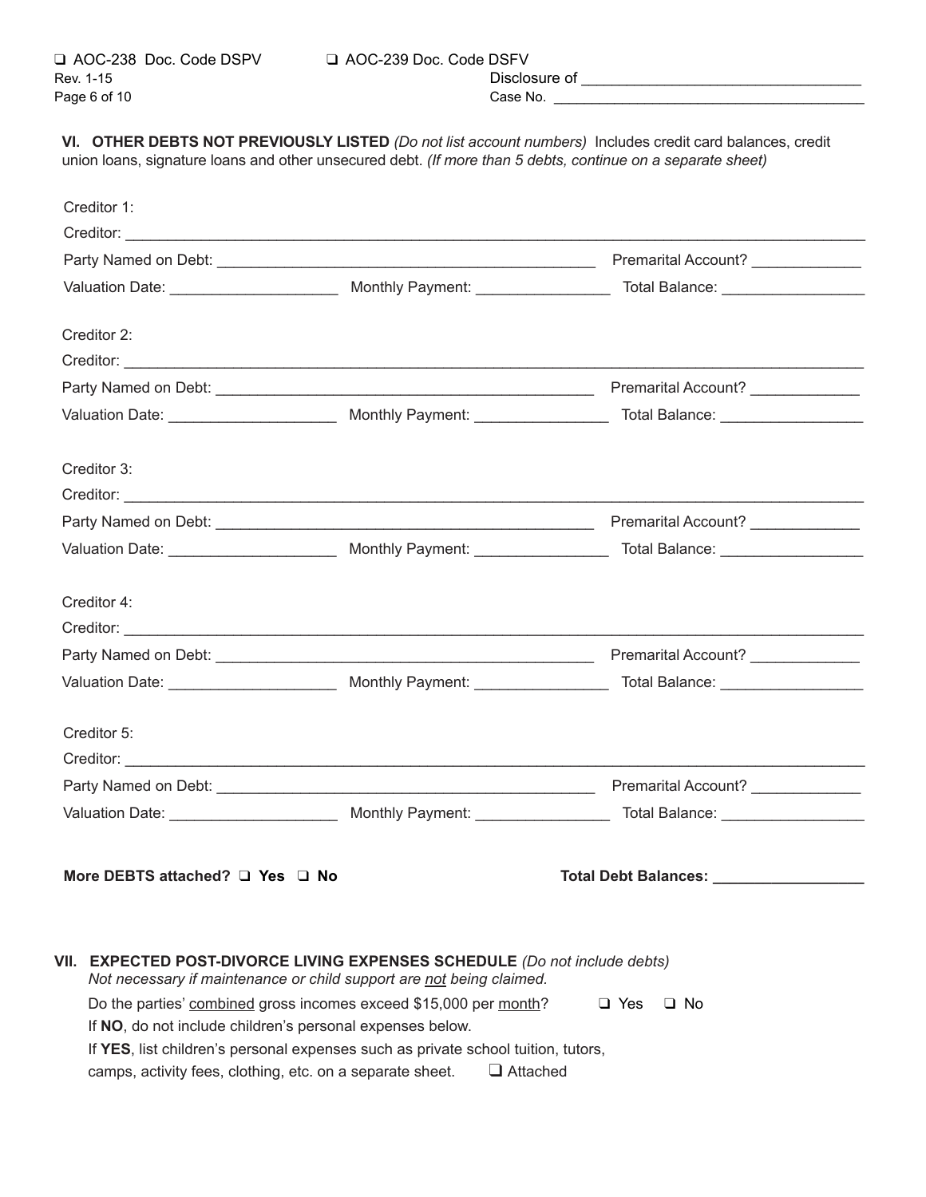❑ AOC-238 Doc. Code DSPV ❑ AOC-239 Doc. Code DSFV
Rev. 1-15

Disclosure of _______________________________
Case No. ____________________________________

**VI. OTHER DEBTS NOT PREVIOUSLY LISTED** *(Do not list account numbers)* Includes credit card balances, credit union loans, signature loans and other unsecured debt. *(If more than 5 debts, continue on a separate sheet)*

Creditor 1:
Creditor: ________________________________________________________________
Party Named on Debt: ______________________________ Premarital Account? __________
Valuation Date: ________________ Monthly Payment: ______________ Total Balance: ______________

Creditor 2:
Creditor: ________________________________________________________________
Party Named on Debt: ______________________________ Premarital Account? __________
Valuation Date: ________________ Monthly Payment: ______________ Total Balance: ______________

Creditor 3:
Creditor: ________________________________________________________________
Party Named on Debt: ______________________________ Premarital Account? __________
Valuation Date: ________________ Monthly Payment: ______________ Total Balance: ______________

Creditor 4:
Creditor: ________________________________________________________________
Party Named on Debt: ______________________________ Premarital Account? __________
Valuation Date: ________________ Monthly Payment: ______________ Total Balance: ______________

Creditor 5:
Creditor: ________________________________________________________________
Party Named on Debt: ______________________________ Premarital Account? __________
Valuation Date: ________________ Monthly Payment: ______________ Total Balance: ______________

**More DEBTS attached? ❑ Yes ❑ No** **Total Debt Balances: ______________**

**VII. EXPECTED POST-DIVORCE LIVING EXPENSES SCHEDULE** *(Do not include debts)*
*Not necessary if maintenance or child support are not being claimed.*

Do the parties' combined gross incomes exceed $15,000 per month? ❑ Yes ❑ No
If **NO**, do not include children's personal expenses below.
If **YES**, list children's personal expenses such as private school tuition, tutors, camps, activity fees, clothing, etc. on a separate sheet. ❑ Attached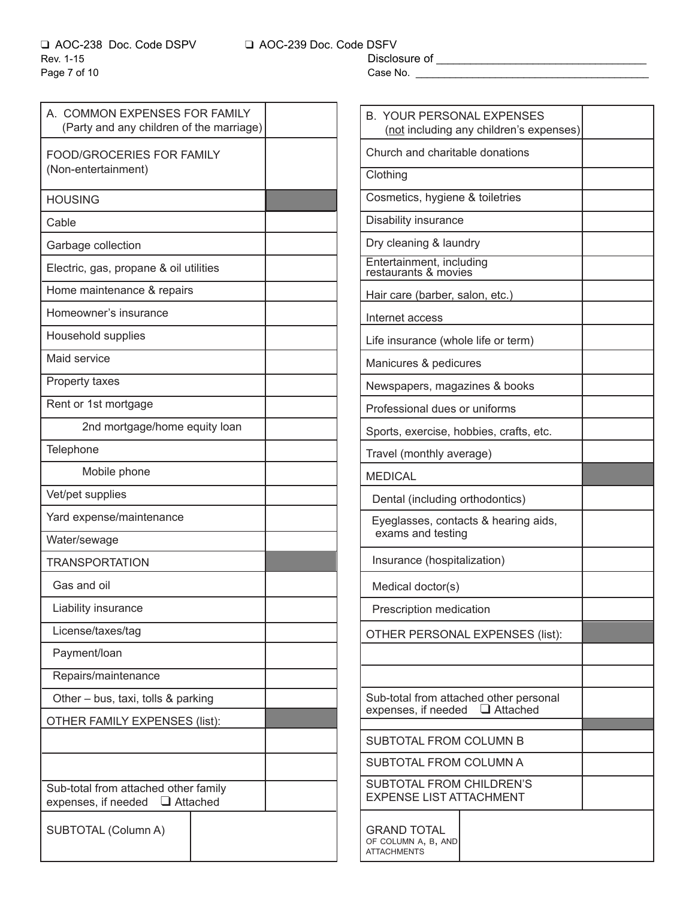❑ AOC-238 Doc. Code DSPV ❑ AOC-239 Doc. Code DSFV

Rev. 1-15

Disclosure of ________________________________

Case No. ______________________________________

| A. COMMON EXPENSES FOR FAMILY (Party and any children of the marriage) | |
|---|---|
| FOOD/GROCERIES FOR FAMILY (Non-entertainment) | |
| HOUSING | |
| Cable | |
| Garbage collection | |
| Electric, gas, propane & oil utilities | |
| Home maintenance & repairs | |
| Homeowner's insurance | |
| Household supplies | |
| Maid service | |
| Property taxes | |
| Rent or 1st mortgage | |
| 2nd mortgage/home equity loan | |
| Telephone | |
| Mobile phone | |
| Vet/pet supplies | |
| Yard expense/maintenance | |
| Water/sewage | |
| TRANSPORTATION | |
| Gas and oil | |
| Liability insurance | |
| License/taxes/tag | |
| Payment/loan | |
| Repairs/maintenance | |
| Other – bus, taxi, tolls & parking | |
| OTHER FAMILY EXPENSES (list): | |
| | |
| | |
| Sub-total from attached other family expenses, if needed ❑ Attached | |
| SUBTOTAL (Column A) | |

| B. YOUR PERSONAL EXPENSES (not including any children's expenses) | |
|---|---|
| Church and charitable donations | |
| Clothing | |
| Cosmetics, hygiene & toiletries | |
| Disability insurance | |
| Dry cleaning & laundry | |
| Entertainment, including restaurants & movies | |
| Hair care (barber, salon, etc.) | |
| Internet access | |
| Life insurance (whole life or term) | |
| Manicures & pedicures | |
| Newspapers, magazines & books | |
| Professional dues or uniforms | |
| Sports, exercise, hobbies, crafts, etc. | |
| Travel (monthly average) | |
| MEDICAL | |
| Dental (including orthodontics) | |
| Eyeglasses, contacts & hearing aids, exams and testing | |
| Insurance (hospitalization) | |
| Medical doctor(s) | |
| Prescription medication | |
| OTHER PERSONAL EXPENSES (list): | |
| | |
| | |
| Sub-total from attached other personal expenses, if needed ❑ Attached | |
| | |
| SUBTOTAL FROM COLUMN B | |
| SUBTOTAL FROM COLUMN A | |
| SUBTOTAL FROM CHILDREN'S EXPENSE LIST ATTACHMENT | |
| GRAND TOTAL OF COLUMN A, B, AND ATTACHMENTS | |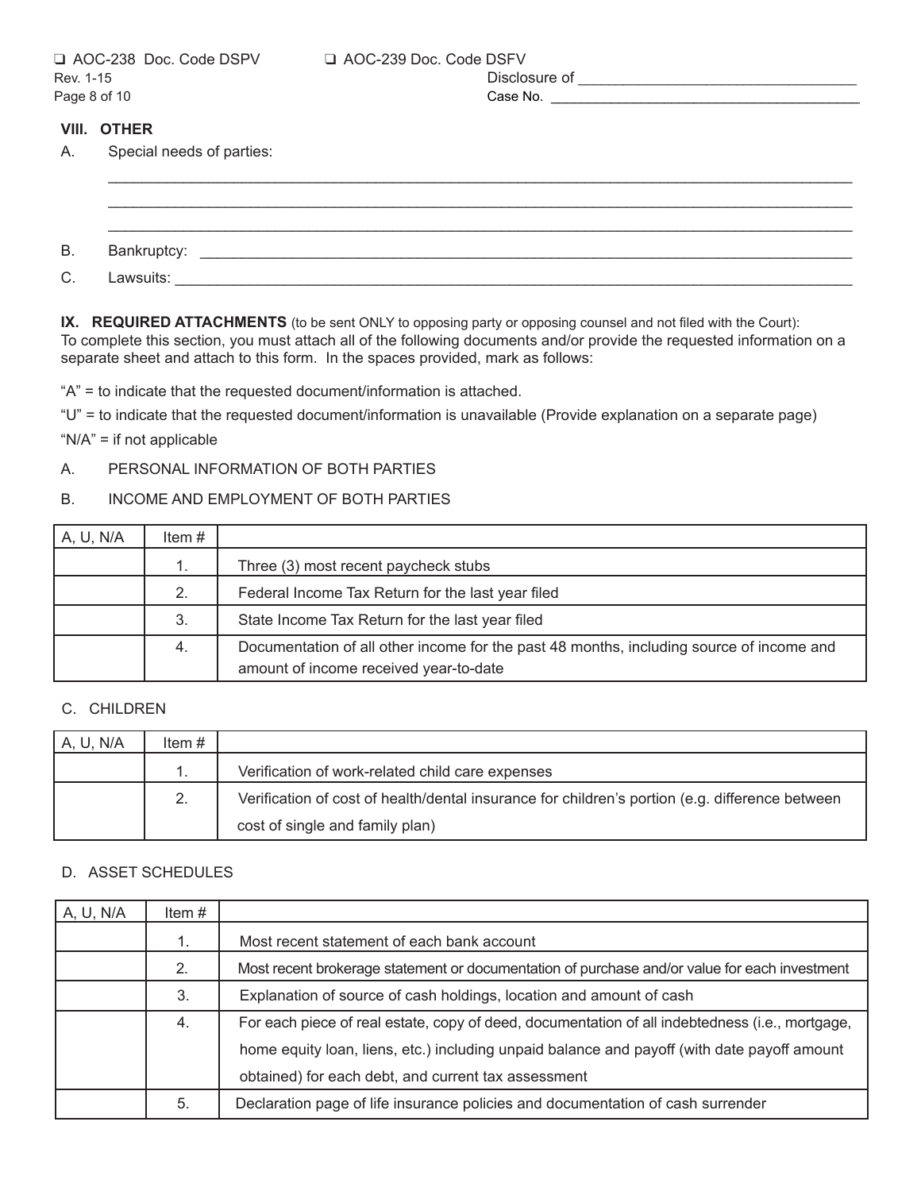❑ AOC-238 Doc. Code DSPV ❑ AOC-239 Doc. Code DSFV
Rev. 1-15

Disclosure of ___________________________________
Case No. ________________________________________

## VIII. OTHER

A. Special needs of parties:

______________________________________________________________________________

______________________________________________________________________________

______________________________________________________________________________

B. Bankruptcy: ___________________________________________________________________

C. Lawsuits: _____________________________________________________________________

**IX. REQUIRED ATTACHMENTS** (to be sent ONLY to opposing party or opposing counsel and not filed with the Court):
To complete this section, you must attach all of the following documents and/or provide the requested information on a separate sheet and attach to this form. In the spaces provided, mark as follows:

"A" = to indicate that the requested document/information is attached.

"U" = to indicate that the requested document/information is unavailable (Provide explanation on a separate page)

"N/A" = if not applicable

A. PERSONAL INFORMATION OF BOTH PARTIES

B. INCOME AND EMPLOYMENT OF BOTH PARTIES

| A, U, N/A | Item # | |
|---|---|---|
| | 1. | Three (3) most recent paycheck stubs |
| | 2. | Federal Income Tax Return for the last year filed |
| | 3. | State Income Tax Return for the last year filed |
| | 4. | Documentation of all other income for the past 48 months, including source of income and amount of income received year-to-date |

C. CHILDREN

| A, U, N/A | Item # | |
|---|---|---|
| | 1. | Verification of work-related child care expenses |
| | 2. | Verification of cost of health/dental insurance for children's portion (e.g. difference between cost of single and family plan) |

D. ASSET SCHEDULES

| A, U, N/A | Item # | |
|---|---|---|
| | 1. | Most recent statement of each bank account |
| | 2. | Most recent brokerage statement or documentation of purchase and/or value for each investment |
| | 3. | Explanation of source of cash holdings, location and amount of cash |
| | 4. | For each piece of real estate, copy of deed, documentation of all indebtedness (i.e., mortgage, home equity loan, liens, etc.) including unpaid balance and payoff (with date payoff amount obtained) for each debt, and current tax assessment |
| | 5. | Declaration page of life insurance policies and documentation of cash surrender |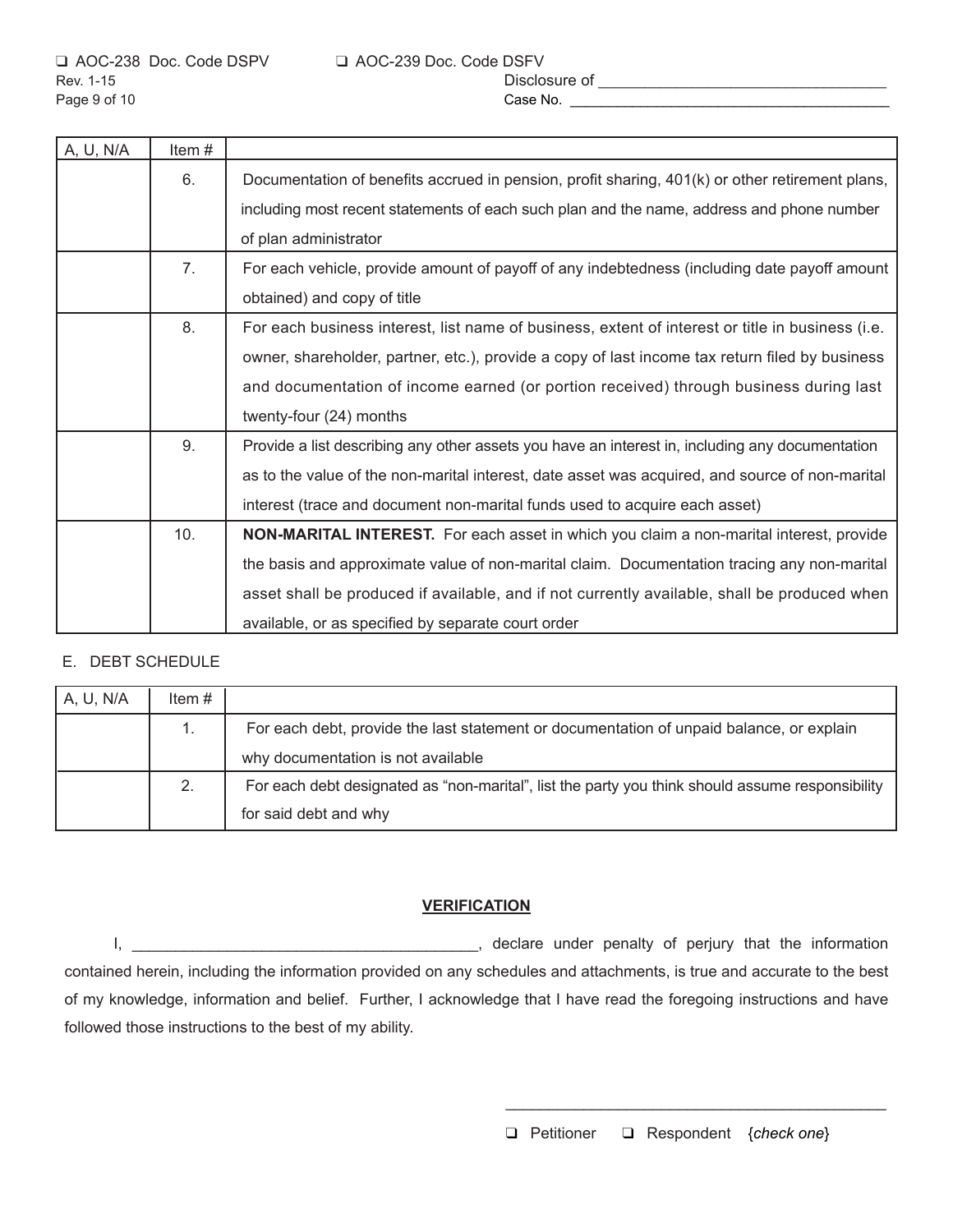❑ AOC-238 Doc. Code DSPV ❑ AOC-239 Doc. Code DSFV
Rev. 1-15
Disclosure of ___________________________________
Case No. ________________________________________

| A, U, N/A | Item # | |
|---|---|---|
| | 6. | Documentation of benefits accrued in pension, profit sharing, 401(k) or other retirement plans, including most recent statements of each such plan and the name, address and phone number of plan administrator |
| | 7. | For each vehicle, provide amount of payoff of any indebtedness (including date payoff amount obtained) and copy of title |
| | 8. | For each business interest, list name of business, extent of interest or title in business (i.e. owner, shareholder, partner, etc.), provide a copy of last income tax return filed by business and documentation of income earned (or portion received) through business during last twenty-four (24) months |
| | 9. | Provide a list describing any other assets you have an interest in, including any documentation as to the value of the non-marital interest, date asset was acquired, and source of non-marital interest (trace and document non-marital funds used to acquire each asset) |
| | 10. | **NON-MARITAL INTEREST.** For each asset in which you claim a non-marital interest, provide the basis and approximate value of non-marital claim. Documentation tracing any non-marital asset shall be produced if available, and if not currently available, shall be produced when available, or as specified by separate court order |

E. DEBT SCHEDULE

| A, U, N/A | Item # | |
|---|---|---|
| | 1. | For each debt, provide the last statement or documentation of unpaid balance, or explain why documentation is not available |
| | 2. | For each debt designated as "non-marital", list the party you think should assume responsibility for said debt and why |

**VERIFICATION**

I, ________________________________________, declare under penalty of perjury that the information contained herein, including the information provided on any schedules and attachments, is true and accurate to the best of my knowledge, information and belief. Further, I acknowledge that I have read the foregoing instructions and have followed those instructions to the best of my ability.

_____________________________________________

❑ Petitioner ❑ Respondent {*check one*}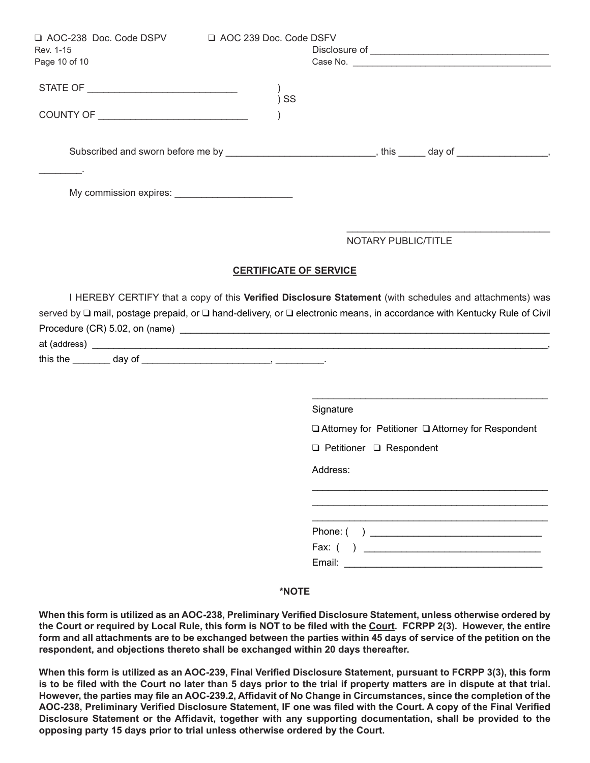❑ AOC-238 Doc. Code DSPV ❑ AOC 239 Doc. Code DSFV
Rev. 1-15

Disclosure of ________________________________
Case No. ______________________________________

STATE OF ___________________________ )
) SS
COUNTY OF ___________________________ )

Subscribed and sworn before me by ___________________________, this _____ day of ________________, ________.

My commission expires: _____________________

_____________________________________
NOTARY PUBLIC/TITLE

## CERTIFICATE OF SERVICE

I HEREBY CERTIFY that a copy of this **Verified Disclosure Statement** (with schedules and attachments) was served by ❑ mail, postage prepaid, or ❑ hand-delivery, or ❑ electronic means, in accordance with Kentucky Rule of Civil Procedure (CR) 5.02, on (name) _______________________________________________________________________
at (address) _________________________________________________________________________________,
this the _______ day of _______________________, _________.

_____________________________________________
Signature

❑ Attorney for Petitioner ❑ Attorney for Respondent

❑ Petitioner ❑ Respondent

Address:

_____________________________________________
_____________________________________________
_____________________________________________

Phone: ( ) ________________________________
Fax: ( ) _________________________________
Email: ____________________________________

**\*NOTE**

**When this form is utilized as an AOC-238, Preliminary Verified Disclosure Statement, unless otherwise ordered by the Court or required by Local Rule, this form is NOT to be filed with the Court. FCRPP 2(3). However, the entire form and all attachments are to be exchanged between the parties within 45 days of service of the petition on the respondent, and objections thereto shall be exchanged within 20 days thereafter.**

**When this form is utilized as an AOC-239, Final Verified Disclosure Statement, pursuant to FCRPP 3(3), this form is to be filed with the Court no later than 5 days prior to the trial if property matters are in dispute at that trial. However, the parties may file an AOC-239.2, Affidavit of No Change in Circumstances, since the completion of the AOC-238, Preliminary Verified Disclosure Statement, IF one was filed with the Court. A copy of the Final Verified Disclosure Statement or the Affidavit, together with any supporting documentation, shall be provided to the opposing party 15 days prior to trial unless otherwise ordered by the Court.**